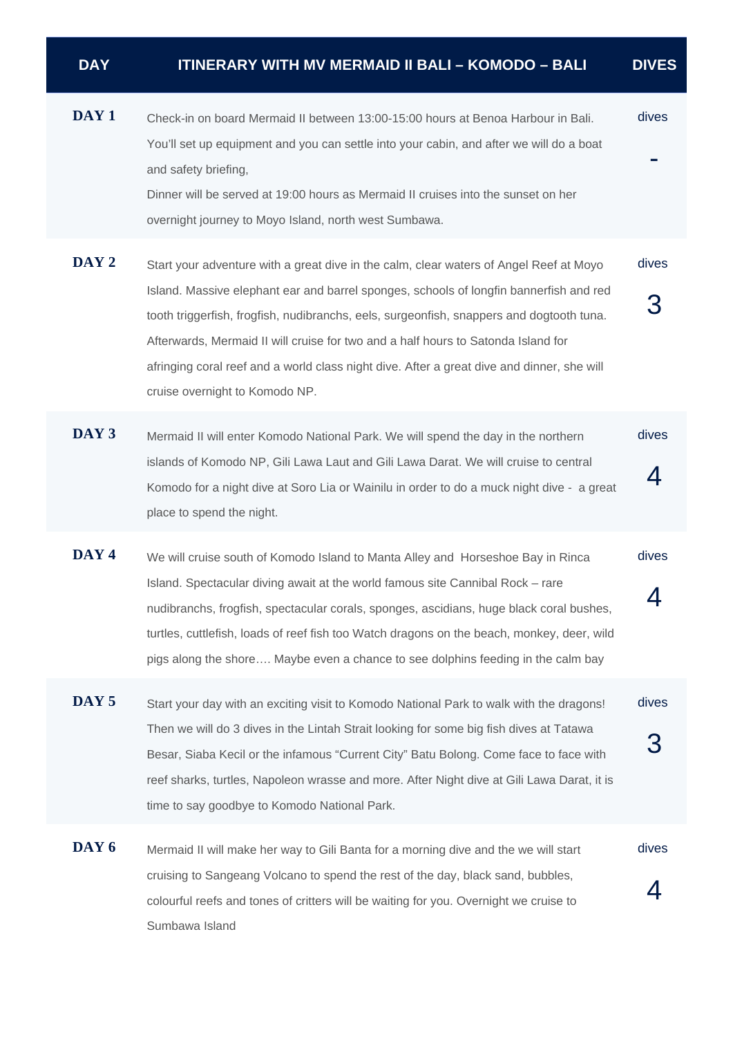| DAY | ITINERARY WITH MV MERMAID II BALI – KOMODO – BALI | DIVES |
|---|---|---|
| **DAY 1** | Check-in on board Mermaid II between 13:00-15:00 hours at Benoa Harbour in Bali. You'll set up equipment and you can settle into your cabin, and after we will do a boat and safety briefing, Dinner will be served at 19:00 hours as Mermaid II cruises into the sunset on her overnight journey to Moyo Island, north west Sumbawa. | dives - |
| **DAY 2** | Start your adventure with a great dive in the calm, clear waters of Angel Reef at Moyo Island. Massive elephant ear and barrel sponges, schools of longfin bannerfish and red tooth triggerfish, frogfish, nudibranchs, eels, surgeonfish, snappers and dogtooth tuna. Afterwards, Mermaid II will cruise for two and a half hours to Satonda Island for afringing coral reef and a world class night dive. After a great dive and dinner, she will cruise overnight to Komodo NP. | dives 3 |
| **DAY 3** | Mermaid II will enter Komodo National Park. We will spend the day in the northern islands of Komodo NP, Gili Lawa Laut and Gili Lawa Darat. We will cruise to central Komodo for a night dive at Soro Lia or Wainilu in order to do a muck night dive - a great place to spend the night. | dives 4 |
| **DAY 4** | We will cruise south of Komodo Island to Manta Alley and Horseshoe Bay in Rinca Island. Spectacular diving await at the world famous site Cannibal Rock – rare nudibranchs, frogfish, spectacular corals, sponges, ascidians, huge black coral bushes, turtles, cuttlefish, loads of reef fish too Watch dragons on the beach, monkey, deer, wild pigs along the shore…. Maybe even a chance to see dolphins feeding in the calm bay | dives 4 |
| **DAY 5** | Start your day with an exciting visit to Komodo National Park to walk with the dragons! Then we will do 3 dives in the Lintah Strait looking for some big fish dives at Tatawa Besar, Siaba Kecil or the infamous "Current City" Batu Bolong. Come face to face with reef sharks, turtles, Napoleon wrasse and more. After Night dive at Gili Lawa Darat, it is time to say goodbye to Komodo National Park. | dives 3 |
| **DAY 6** | Mermaid II will make her way to Gili Banta for a morning dive and the we will start cruising to Sangeang Volcano to spend the rest of the day, black sand, bubbles, colourful reefs and tones of critters will be waiting for you. Overnight we cruise to Sumbawa Island | dives 4 |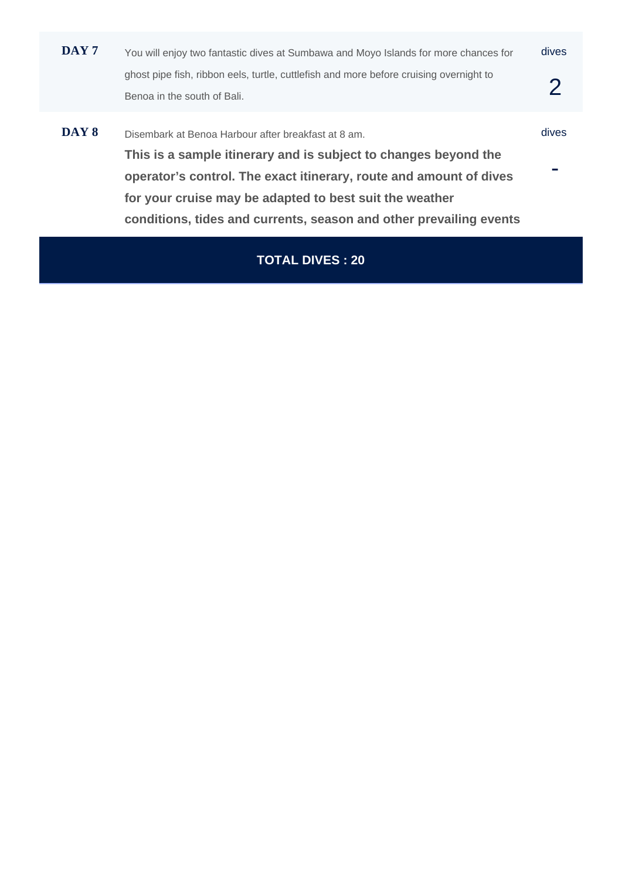**DAY 7**

You will enjoy two fantastic dives at Sumbawa and Moyo Islands for more chances for ghost pipe fish, ribbon eels, turtle, cuttlefish and more before cruising overnight to Benoa in the south of Bali.

dives

2

**DAY 8**

Disembark at Benoa Harbour after breakfast at 8 am.

**This is a sample itinerary and is subject to changes beyond the operator's control. The exact itinerary, route and amount of dives for your cruise may be adapted to best suit the weather conditions, tides and currents, season and other prevailing events**

dives

-

**TOTAL DIVES : 20**